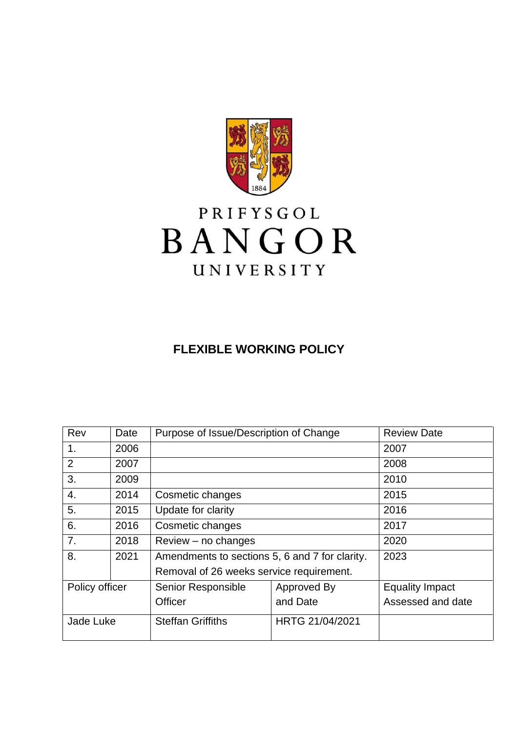PRIFYSGOL
BANGOR
UNIVERSITY

# FLEXIBLE WORKING POLICY

| Rev | Date | Purpose of Issue/Description of Change | | Review Date |
|---|---|---|---|---|
| 1. | 2006 | | | 2007 |
| 2 | 2007 | | | 2008 |
| 3. | 2009 | | | 2010 |
| 4. | 2014 | Cosmetic changes | | 2015 |
| 5. | 2015 | Update for clarity | | 2016 |
| 6. | 2016 | Cosmetic changes | | 2017 |
| 7. | 2018 | Review – no changes | | 2020 |
| 8. | 2021 | Amendments to sections 5, 6 and 7 for clarity. Removal of 26 weeks service requirement. | | 2023 |
| Policy officer | | Senior Responsible Officer | Approved By and Date | Equality Impact Assessed and date |
| Jade Luke | | Steffan Griffiths | HRTG 21/04/2021 | |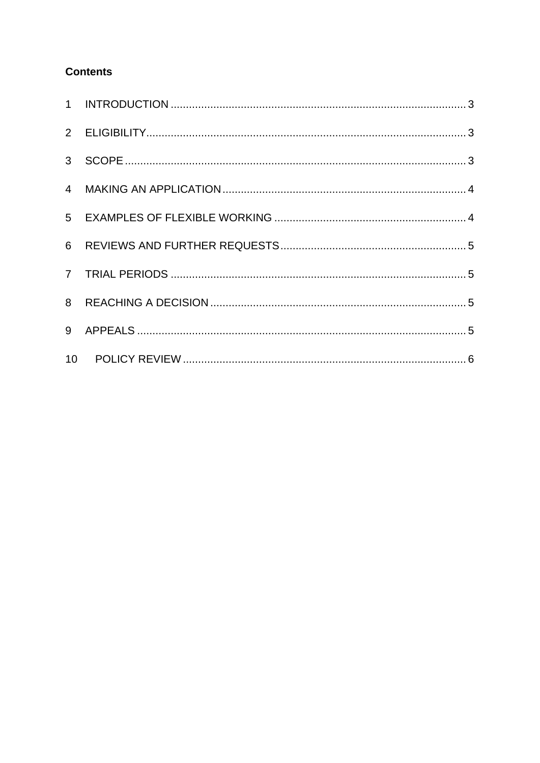**Contents**

1 INTRODUCTION ................................................................................................ 3

2 ELIGIBILITY........................................................................................................ 3

3 SCOPE ............................................................................................................... 3

4 MAKING AN APPLICATION ............................................................................... 4

5 EXAMPLES OF FLEXIBLE WORKING .............................................................. 4

6 REVIEWS AND FURTHER REQUESTS ............................................................ 5

7 TRIAL PERIODS ................................................................................................ 5

8 REACHING A DECISION ................................................................................... 5

9 APPEALS ........................................................................................................... 5

10 POLICY REVIEW ............................................................................................ 6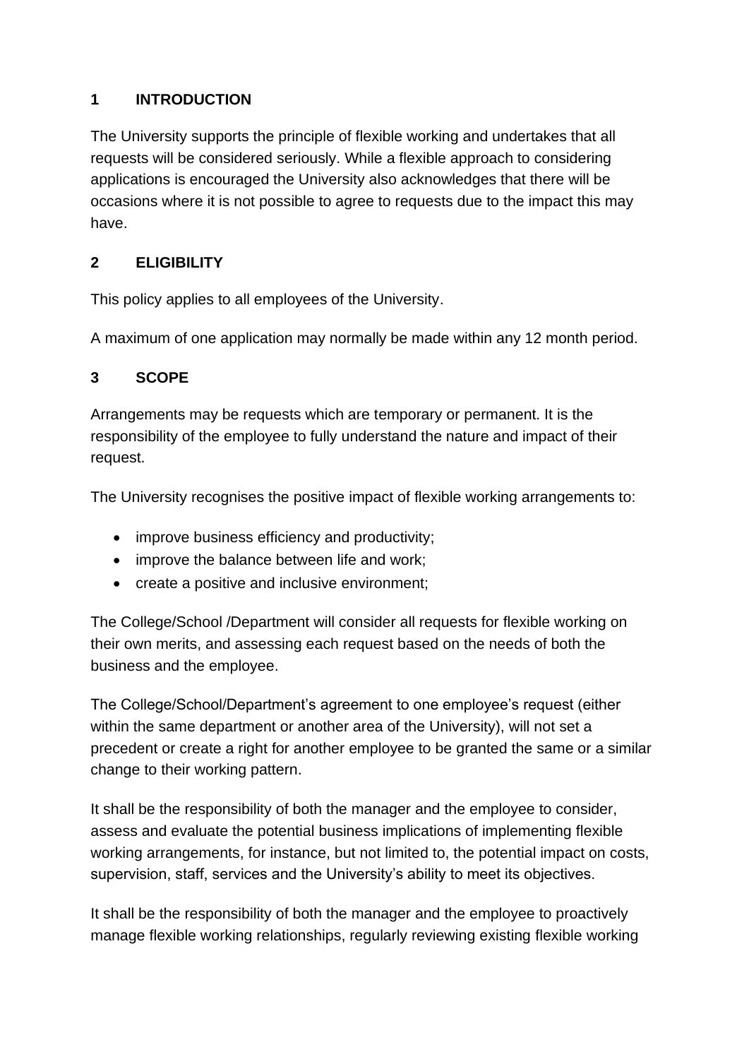## 1 INTRODUCTION

The University supports the principle of flexible working and undertakes that all requests will be considered seriously. While a flexible approach to considering applications is encouraged the University also acknowledges that there will be occasions where it is not possible to agree to requests due to the impact this may have.

## 2 ELIGIBILITY

This policy applies to all employees of the University.

A maximum of one application may normally be made within any 12 month period.

## 3 SCOPE

Arrangements may be requests which are temporary or permanent. It is the responsibility of the employee to fully understand the nature and impact of their request.

The University recognises the positive impact of flexible working arrangements to:

- improve business efficiency and productivity;
- improve the balance between life and work;
- create a positive and inclusive environment;

The College/School /Department will consider all requests for flexible working on their own merits, and assessing each request based on the needs of both the business and the employee.

The College/School/Department's agreement to one employee's request (either within the same department or another area of the University), will not set a precedent or create a right for another employee to be granted the same or a similar change to their working pattern.

It shall be the responsibility of both the manager and the employee to consider, assess and evaluate the potential business implications of implementing flexible working arrangements, for instance, but not limited to, the potential impact on costs, supervision, staff, services and the University's ability to meet its objectives.

It shall be the responsibility of both the manager and the employee to proactively manage flexible working relationships, regularly reviewing existing flexible working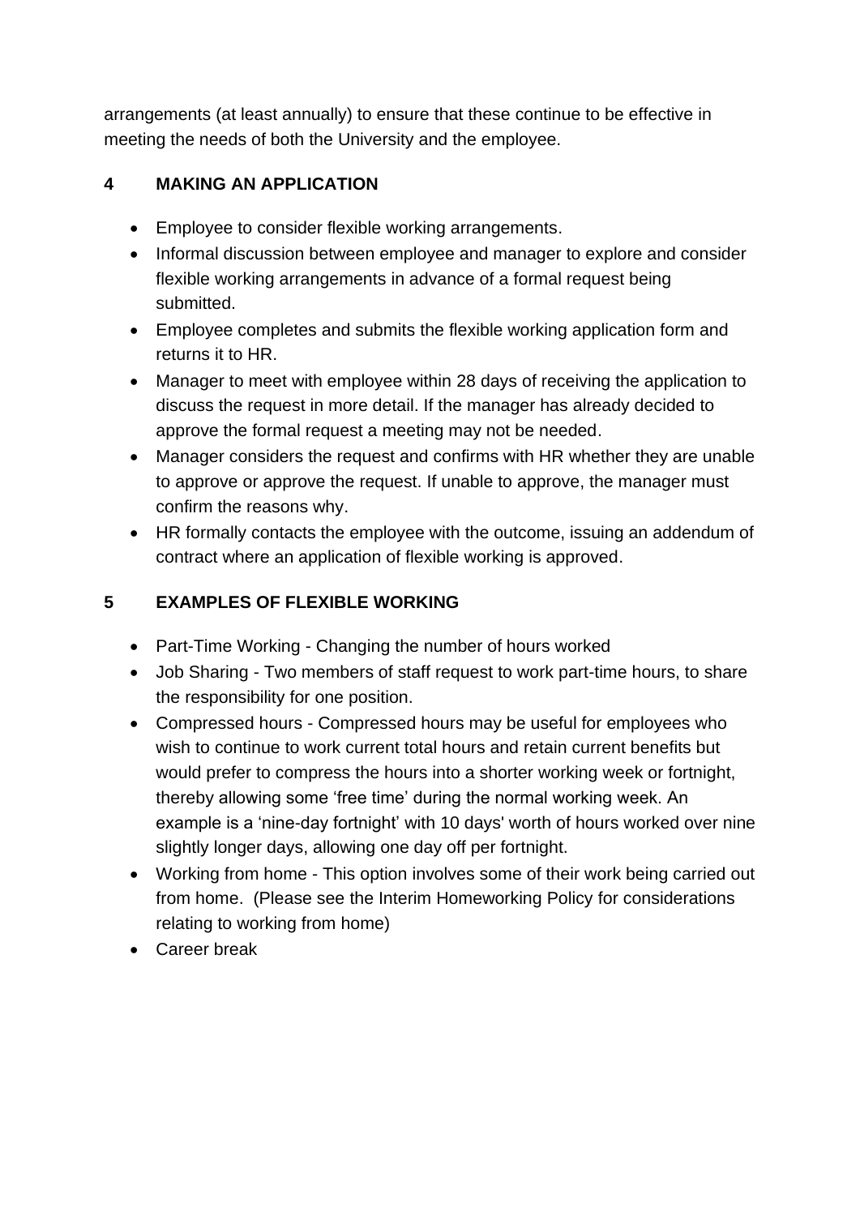arrangements (at least annually) to ensure that these continue to be effective in meeting the needs of both the University and the employee.

## 4 MAKING AN APPLICATION

- Employee to consider flexible working arrangements.
- Informal discussion between employee and manager to explore and consider flexible working arrangements in advance of a formal request being submitted.
- Employee completes and submits the flexible working application form and returns it to HR.
- Manager to meet with employee within 28 days of receiving the application to discuss the request in more detail. If the manager has already decided to approve the formal request a meeting may not be needed.
- Manager considers the request and confirms with HR whether they are unable to approve or approve the request. If unable to approve, the manager must confirm the reasons why.
- HR formally contacts the employee with the outcome, issuing an addendum of contract where an application of flexible working is approved.

## 5 EXAMPLES OF FLEXIBLE WORKING

- Part-Time Working - Changing the number of hours worked
- Job Sharing - Two members of staff request to work part-time hours, to share the responsibility for one position.
- Compressed hours - Compressed hours may be useful for employees who wish to continue to work current total hours and retain current benefits but would prefer to compress the hours into a shorter working week or fortnight, thereby allowing some 'free time' during the normal working week. An example is a 'nine-day fortnight' with 10 days' worth of hours worked over nine slightly longer days, allowing one day off per fortnight.
- Working from home - This option involves some of their work being carried out from home. (Please see the Interim Homeworking Policy for considerations relating to working from home)
- Career break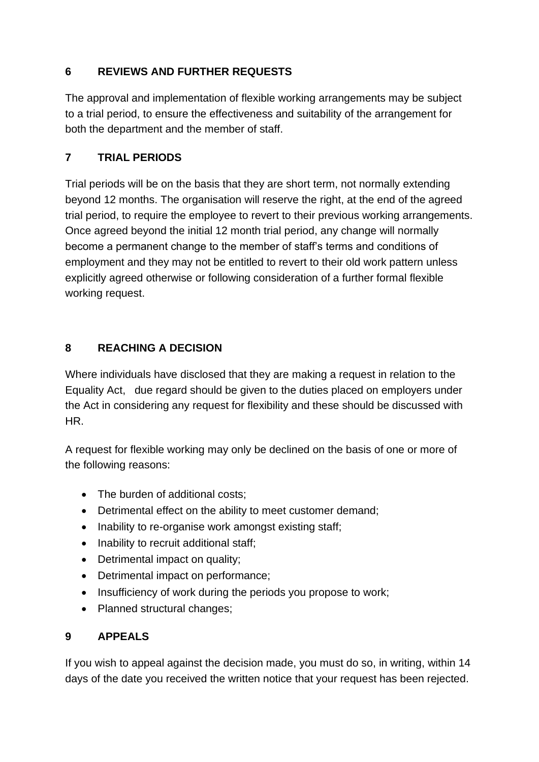## 6 REVIEWS AND FURTHER REQUESTS

The approval and implementation of flexible working arrangements may be subject to a trial period, to ensure the effectiveness and suitability of the arrangement for both the department and the member of staff.

## 7 TRIAL PERIODS

Trial periods will be on the basis that they are short term, not normally extending beyond 12 months. The organisation will reserve the right, at the end of the agreed trial period, to require the employee to revert to their previous working arrangements. Once agreed beyond the initial 12 month trial period, any change will normally become a permanent change to the member of staff's terms and conditions of employment and they may not be entitled to revert to their old work pattern unless explicitly agreed otherwise or following consideration of a further formal flexible working request.

## 8 REACHING A DECISION

Where individuals have disclosed that they are making a request in relation to the Equality Act, due regard should be given to the duties placed on employers under the Act in considering any request for flexibility and these should be discussed with HR.

A request for flexible working may only be declined on the basis of one or more of the following reasons:

- The burden of additional costs;
- Detrimental effect on the ability to meet customer demand;
- Inability to re-organise work amongst existing staff;
- Inability to recruit additional staff;
- Detrimental impact on quality;
- Detrimental impact on performance;
- Insufficiency of work during the periods you propose to work;
- Planned structural changes;

## 9 APPEALS

If you wish to appeal against the decision made, you must do so, in writing, within 14 days of the date you received the written notice that your request has been rejected.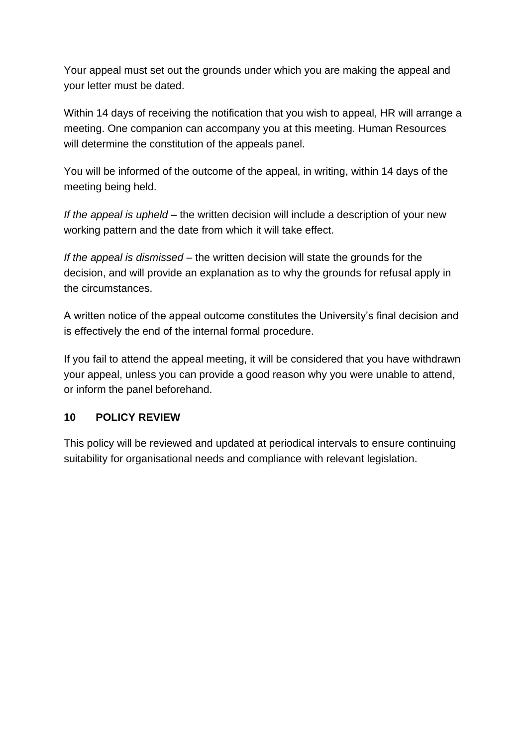Your appeal must set out the grounds under which you are making the appeal and your letter must be dated.

Within 14 days of receiving the notification that you wish to appeal, HR will arrange a meeting. One companion can accompany you at this meeting. Human Resources will determine the constitution of the appeals panel.

You will be informed of the outcome of the appeal, in writing, within 14 days of the meeting being held.

*If the appeal is upheld* – the written decision will include a description of your new working pattern and the date from which it will take effect.

*If the appeal is dismissed* – the written decision will state the grounds for the decision, and will provide an explanation as to why the grounds for refusal apply in the circumstances.

A written notice of the appeal outcome constitutes the University's final decision and is effectively the end of the internal formal procedure.

If you fail to attend the appeal meeting, it will be considered that you have withdrawn your appeal, unless you can provide a good reason why you were unable to attend, or inform the panel beforehand.

## 10 POLICY REVIEW

This policy will be reviewed and updated at periodical intervals to ensure continuing suitability for organisational needs and compliance with relevant legislation.